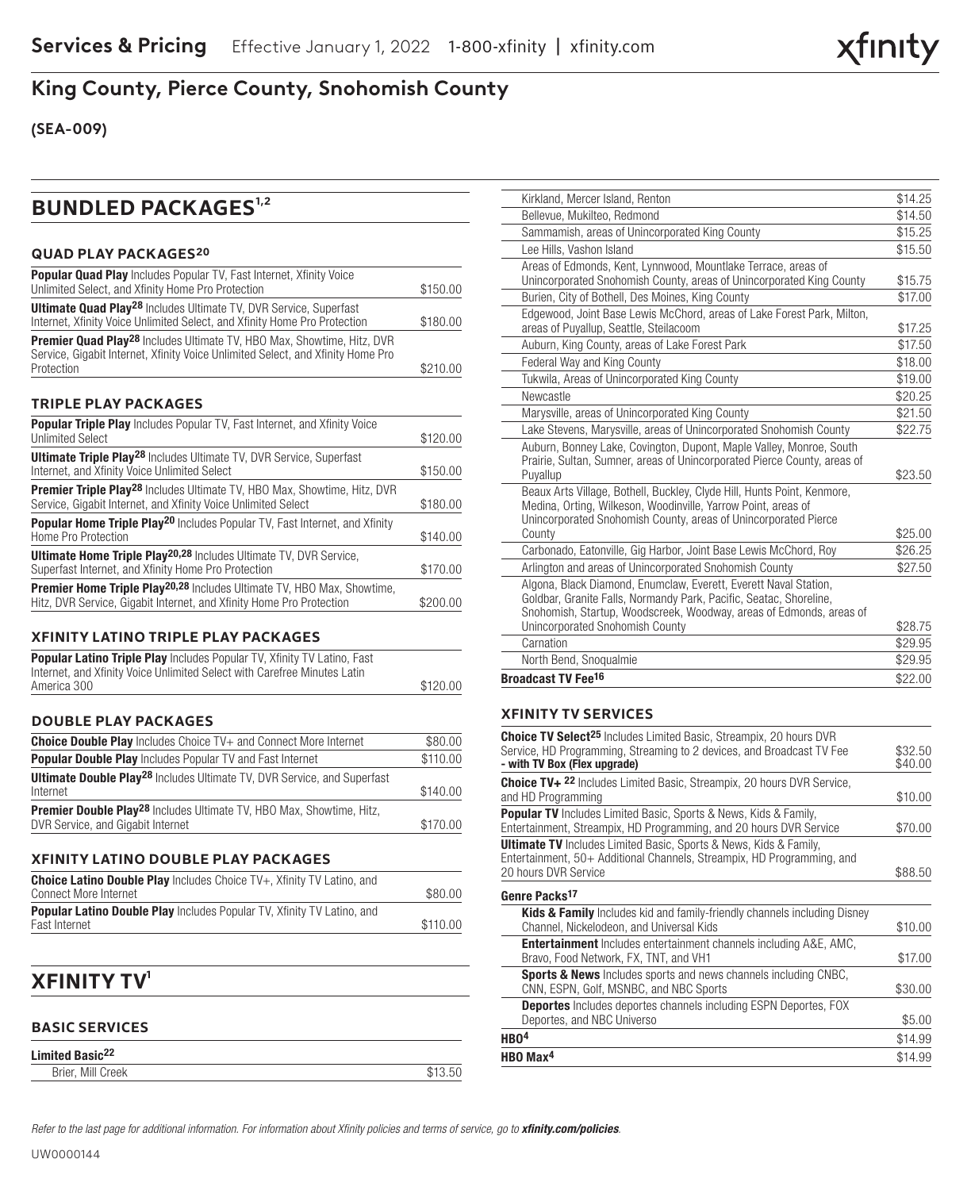# Services & Pricing

Effective January 1, 2022 1-800-xfinity | xfinity.com

## King County, Pierce County, Snohomish County

**(SEA-009)**

## BUNDLED PACKAGES[1,2]

### QUAD PLAY PACKAGES[20]

| Package | Price |
|---|---|
| **Popular Quad Play** Includes Popular TV, Fast Internet, Xfinity Voice Unlimited Select, and Xfinity Home Pro Protection | $150.00 |
| **Ultimate Quad Play[28]** Includes Ultimate TV, DVR Service, Superfast Internet, Xfinity Voice Unlimited Select, and Xfinity Home Pro Protection | $180.00 |
| **Premier Quad Play[28]** Includes Ultimate TV, HBO Max, Showtime, Hitz, DVR Service, Gigabit Internet, Xfinity Voice Unlimited Select, and Xfinity Home Pro Protection | $210.00 |

### TRIPLE PLAY PACKAGES

| Package | Price |
|---|---|
| **Popular Triple Play** Includes Popular TV, Fast Internet, and Xfinity Voice Unlimited Select | $120.00 |
| **Ultimate Triple Play[28]** Includes Ultimate TV, DVR Service, Superfast Internet, and Xfinity Voice Unlimited Select | $150.00 |
| **Premier Triple Play[28]** Includes Ultimate TV, HBO Max, Showtime, Hitz, DVR Service, Gigabit Internet, and Xfinity Voice Unlimited Select | $180.00 |
| **Popular Home Triple Play[20]** Includes Popular TV, Fast Internet, and Xfinity Home Pro Protection | $140.00 |
| **Ultimate Home Triple Play[20,28]** Includes Ultimate TV, DVR Service, Superfast Internet, and Xfinity Home Pro Protection | $170.00 |
| **Premier Home Triple Play[20,28]** Includes Ultimate TV, HBO Max, Showtime, Hitz, DVR Service, Gigabit Internet, and Xfinity Home Pro Protection | $200.00 |

### XFINITY LATINO TRIPLE PLAY PACKAGES

| Package | Price |
|---|---|
| **Popular Latino Triple Play** Includes Popular TV, Xfinity TV Latino, Fast Internet, and Xfinity Voice Unlimited Select with Carefree Minutes Latin America 300 | $120.00 |

### DOUBLE PLAY PACKAGES

| Package | Price |
|---|---|
| **Choice Double Play** Includes Choice TV+ and Connect More Internet | $80.00 |
| **Popular Double Play** Includes Popular TV and Fast Internet | $110.00 |
| **Ultimate Double Play[28]** Includes Ultimate TV, DVR Service, and Superfast Internet | $140.00 |
| **Premier Double Play[28]** Includes Ultimate TV, HBO Max, Showtime, Hitz, DVR Service, and Gigabit Internet | $170.00 |

### XFINITY LATINO DOUBLE PLAY PACKAGES

| Package | Price |
|---|---|
| **Choice Latino Double Play** Includes Choice TV+, Xfinity TV Latino, and Connect More Internet | $80.00 |
| **Popular Latino Double Play** Includes Popular TV, Xfinity TV Latino, and Fast Internet | $110.00 |

## XFINITY TV[1]

### BASIC SERVICES

**Limited Basic[22]**

| Area | Price |
|---|---|
| Brier, Mill Creek | $13.50 |
| Kirkland, Mercer Island, Renton | $14.25 |
| Bellevue, Mukilteo, Redmond | $14.50 |
| Sammamish, areas of Unincorporated King County | $15.25 |
| Lee Hills, Vashon Island | $15.50 |
| Areas of Edmonds, Kent, Lynnwood, Mountlake Terrace, areas of Unincorporated Snohomish County, areas of Unincorporated King County | $15.75 |
| Burien, City of Bothell, Des Moines, King County | $17.00 |
| Edgewood, Joint Base Lewis McChord, areas of Lake Forest Park, Milton, areas of Puyallup, Seattle, Steilacoom | $17.25 |
| Auburn, King County, areas of Lake Forest Park | $17.50 |
| Federal Way and King County | $18.00 |
| Tukwila, Areas of Unincorporated King County | $19.00 |
| Newcastle | $20.25 |
| Marysville, areas of Unincorporated King County | $21.50 |
| Lake Stevens, Marysville, areas of Unincorporated Snohomish County | $22.75 |
| Auburn, Bonney Lake, Covington, Dupont, Maple Valley, Monroe, South Prairie, Sultan, Sumner, areas of Unincorporated Pierce County, areas of Puyallup | $23.50 |
| Beaux Arts Village, Bothell, Buckley, Clyde Hill, Hunts Point, Kenmore, Medina, Orting, Wilkeson, Woodinville, Yarrow Point, areas of Unincorporated Snohomish County, areas of Unincorporated Pierce County | $25.00 |
| Carbonado, Eatonville, Gig Harbor, Joint Base Lewis McChord, Roy | $26.25 |
| Arlington and areas of Unincorporated Snohomish County | $27.50 |
| Algona, Black Diamond, Enumclaw, Everett, Everett Naval Station, Goldbar, Granite Falls, Normandy Park, Pacific, Seatac, Shoreline, Snohomish, Startup, Woodscreek, Woodway, areas of Edmonds, areas of Unincorporated Snohomish County | $28.75 |
| Carnation | $29.95 |
| North Bend, Snoqualmie | $29.95 |
| **Broadcast TV Fee[16]** | $22.00 |

### XFINITY TV SERVICES

| Service | Price |
|---|---|
| **Choice TV Select[25]** Includes Limited Basic, Streampix, 20 hours DVR Service, HD Programming, Streaming to 2 devices, and Broadcast TV Fee | $32.50 |
| **- with TV Box (Flex upgrade)** | $40.00 |
| **Choice TV+ [22]** Includes Limited Basic, Streampix, 20 hours DVR Service, and HD Programming | $10.00 |
| **Popular TV** Includes Limited Basic, Sports & News, Kids & Family, Entertainment, Streampix, HD Programming, and 20 hours DVR Service | $70.00 |
| **Ultimate TV** Includes Limited Basic, Sports & News, Kids & Family, Entertainment, 50+ Additional Channels, Streampix, HD Programming, and 20 hours DVR Service | $88.50 |
| **Genre Packs[17]** | |
| **Kids & Family** Includes kid and family-friendly channels including Disney Channel, Nickelodeon, and Universal Kids | $10.00 |
| **Entertainment** Includes entertainment channels including A&E, AMC, Bravo, Food Network, FX, TNT, and VH1 | $17.00 |
| **Sports & News** Includes sports and news channels including CNBC, CNN, ESPN, Golf, MSNBC, and NBC Sports | $30.00 |
| **Deportes** Includes deportes channels including ESPN Deportes, FOX Deportes, and NBC Universo | $5.00 |
| **HBO[4]** | $14.99 |
| **HBO Max[4]** | $14.99 |

*Refer to the last page for additional information. For information about Xfinity policies and terms of service, go to **xfinity.com/policies**.*

UW0000144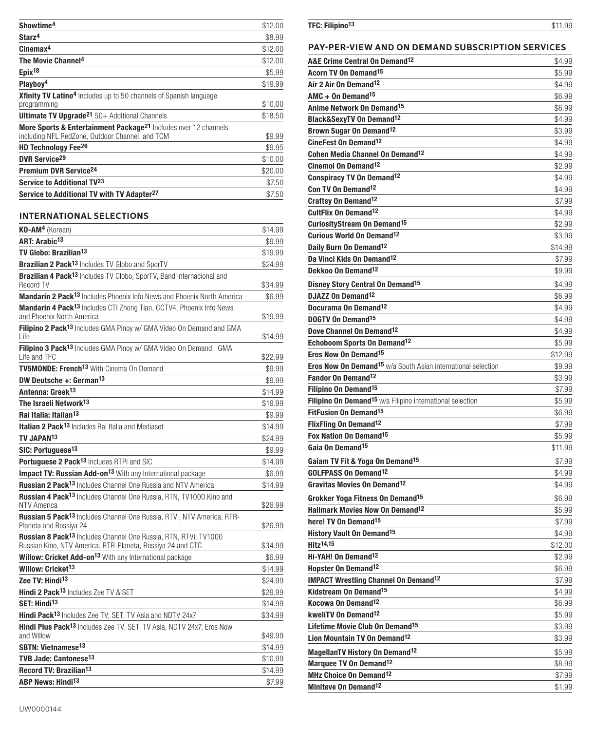| | |
|---|---|
| **Showtime**[4] | $12.00 |
| **Starz**[4] | $8.99 |
| **Cinemax**[4] | $12.00 |
| **The Movie Channel**[4] | $12.00 |
| **Epix**[18] | $5.99 |
| **Playboy**[4] | $19.99 |
| **Xfinity TV Latino**[4] Includes up to 50 channels of Spanish language programming | $10.00 |
| **Ultimate TV Upgrade**[21] 50+ Additional Channels | $18.50 |
| **More Sports & Entertainment Package**[21] Includes over 12 channels including NFL RedZone, Outdoor Channel, and TCM | $9.99 |
| **HD Technology Fee**[26] | $9.95 |
| **DVR Service**[29] | $10.00 |
| **Premium DVR Service**[24] | $20.00 |
| **Service to Additional TV**[23] | $7.50 |
| **Service to Additional TV with TV Adapter**[27] | $7.50 |

## INTERNATIONAL SELECTIONS

| | |
|---|---|
| **KO-AM**[4] (Korean) | $14.99 |
| **ART: Arabic**[13] | $9.99 |
| **TV Globo: Brazilian**[13] | $19.99 |
| **Brazilian 2 Pack**[13] Includes TV Globo and SporTV | $24.99 |
| **Brazilian 4 Pack**[13] Includes TV Globo, SporTV, Band Internacional and Record TV | $34.99 |
| **Mandarin 2 Pack**[13] Includes Phoenix Info News and Phoenix North America | $6.99 |
| **Mandarin 4 Pack**[13] Includes CTI Zhong Tian, CCTV4, Phoenix Info News and Phoenix North America | $19.99 |
| **Filipino 2 Pack**[13] Includes GMA Pinoy w/ GMA Video On Demand and GMA Life | $14.99 |
| **Filipino 3 Pack**[13] Includes GMA Pinoy w/ GMA Video On Demand, GMA Life and TFC | $22.99 |
| **TV5MONDE: French**[13] With Cinema On Demand | $9.99 |
| **DW Deutsche +: German**[13] | $9.99 |
| **Antenna: Greek**[13] | $14.99 |
| **The Israeli Network**[13] | $19.99 |
| **Rai Italia: Italian**[13] | $9.99 |
| **Italian 2 Pack**[13] Includes Rai Italia and Mediaset | $14.99 |
| **TV JAPAN**[13] | $24.99 |
| **SIC: Portuguese**[13] | $9.99 |
| **Portuguese 2 Pack**[13] Includes RTPi and SIC | $14.99 |
| **Impact TV: Russian Add-on**[13] With any International package | $6.99 |
| **Russian 2 Pack**[13] Includes Channel One Russia and NTV America | $14.99 |
| **Russian 4 Pack**[13] Includes Channel One Russia, RTN, TV1000 Kino and NTV America | $26.99 |
| **Russian 5 Pack**[13] Includes Channel One Russia, RTVi, NTV America, RTR-Planeta and Rossiya 24 | $26.99 |
| **Russian 8 Pack**[13] Includes Channel One Russia, RTN, RTVi, TV1000 Russian Kino, NTV America, RTR-Planeta, Rossiya 24 and CTC | $34.99 |
| **Willow: Cricket Add-on**[13] With any International package | $6.99 |
| **Willow: Cricket**[13] | $14.99 |
| **Zee TV: Hindi**[13] | $24.99 |
| **Hindi 2 Pack**[13] Includes Zee TV & SET | $29.99 |
| **SET: Hindi**[13] | $14.99 |
| **Hindi Pack**[13] Includes Zee TV, SET, TV Asia and NDTV 24x7 | $34.99 |
| **Hindi Plus Pack**[13] Includes Zee TV, SET, TV Asia, NDTV 24x7, Eros Now and Willow | $49.99 |
| **SBTN: Vietnamese**[13] | $14.99 |
| **TVB Jade: Cantonese**[13] | $10.99 |
| **Record TV: Brazilian**[13] | $14.99 |
| **ABP News: Hindi**[13] | $7.99 |
| **TFC: Filipino**[13] | $11.99 |

## PAY-PER-VIEW AND ON DEMAND SUBSCRIPTION SERVICES

| | |
|---|---|
| **A&E Crime Central On Demand**[12] | $4.99 |
| **Acorn TV On Demand**[15] | $5.99 |
| **Air 2 Air On Demand**[12] | $4.99 |
| **AMC + On Demand**[15] | $6.99 |
| **Anime Network On Demand**[15] | $6.99 |
| **Black&SexyTV On Demand**[12] | $4.99 |
| **Brown Sugar On Demand**[12] | $3.99 |
| **CineFest On Demand**[12] | $4.99 |
| **Cohen Media Channel On Demand**[12] | $4.99 |
| **Cinemoi On Demand**[12] | $2.99 |
| **Conspiracy TV On Demand**[12] | $4.99 |
| **Con TV On Demand**[12] | $4.99 |
| **Craftsy On Demand**[12] | $7.99 |
| **CultFlix On Demand**[12] | $4.99 |
| **CuriosityStream On Demand**[15] | $2.99 |
| **Curious World On Demand**[12] | $3.99 |
| **Daily Burn On Demand**[12] | $14.99 |
| **Da Vinci Kids On Demand**[12] | $7.99 |
| **Dekkoo On Demand**[12] | $9.99 |
| **Disney Story Central On Demand**[15] | $4.99 |
| **DJAZZ On Demand**[12] | $6.99 |
| **Docurama On Demand**[12] | $4.99 |
| **DOGTV On Demand**[15] | $4.99 |
| **Dove Channel On Demand**[12] | $4.99 |
| **Echoboom Sports On Demand**[12] | $5.99 |
| **Eros Now On Demand**[15] | $12.99 |
| **Eros Now On Demand**[15] w/a South Asian international selection | $9.99 |
| **Fandor On Demand**[12] | $3.99 |
| **Filipino On Demand**[15] | $7.99 |
| **Filipino On Demand**[15] w/a Filipino international selection | $5.99 |
| **FitFusion On Demand**[15] | $6.99 |
| **FlixFling On Demand**[12] | $7.99 |
| **Fox Nation On Demand**[15] | $5.99 |
| **Gaia On Demand**[15] | $11.99 |
| **Gaiam TV Fit & Yoga On Demand**[15] | $7.99 |
| **GOLFPASS On Demand**[12] | $4.99 |
| **Gravitas Movies On Demand**[12] | $4.99 |
| **Grokker Yoga Fitness On Demand**[15] | $6.99 |
| **Hallmark Movies Now On Demand**[12] | $5.99 |
| **here! TV On Demand**[15] | $7.99 |
| **History Vault On Demand**[15] | $4.99 |
| **Hitz**[14,15] | $12.00 |
| **Hi-YAH! On Demand**[12] | $2.99 |
| **Hopster On Demand**[12] | $6.99 |
| **IMPACT Wrestling Channel On Demand**[12] | $7.99 |
| **Kidstream On Demand**[15] | $4.99 |
| **Kocowa On Demand**[12] | $6.99 |
| **kweliTV On Demand**[12] | $5.99 |
| **Lifetime Movie Club On Demand**[15] | $3.99 |
| **Lion Mountain TV On Demand**[12] | $3.99 |
| **MagellanTV History On Demand**[12] | $5.99 |
| **Marquee TV On Demand**[12] | $8.99 |
| **MHz Choice On Demand**[12] | $7.99 |
| **Miniteve On Demand**[12] | $1.99 |

UW0000144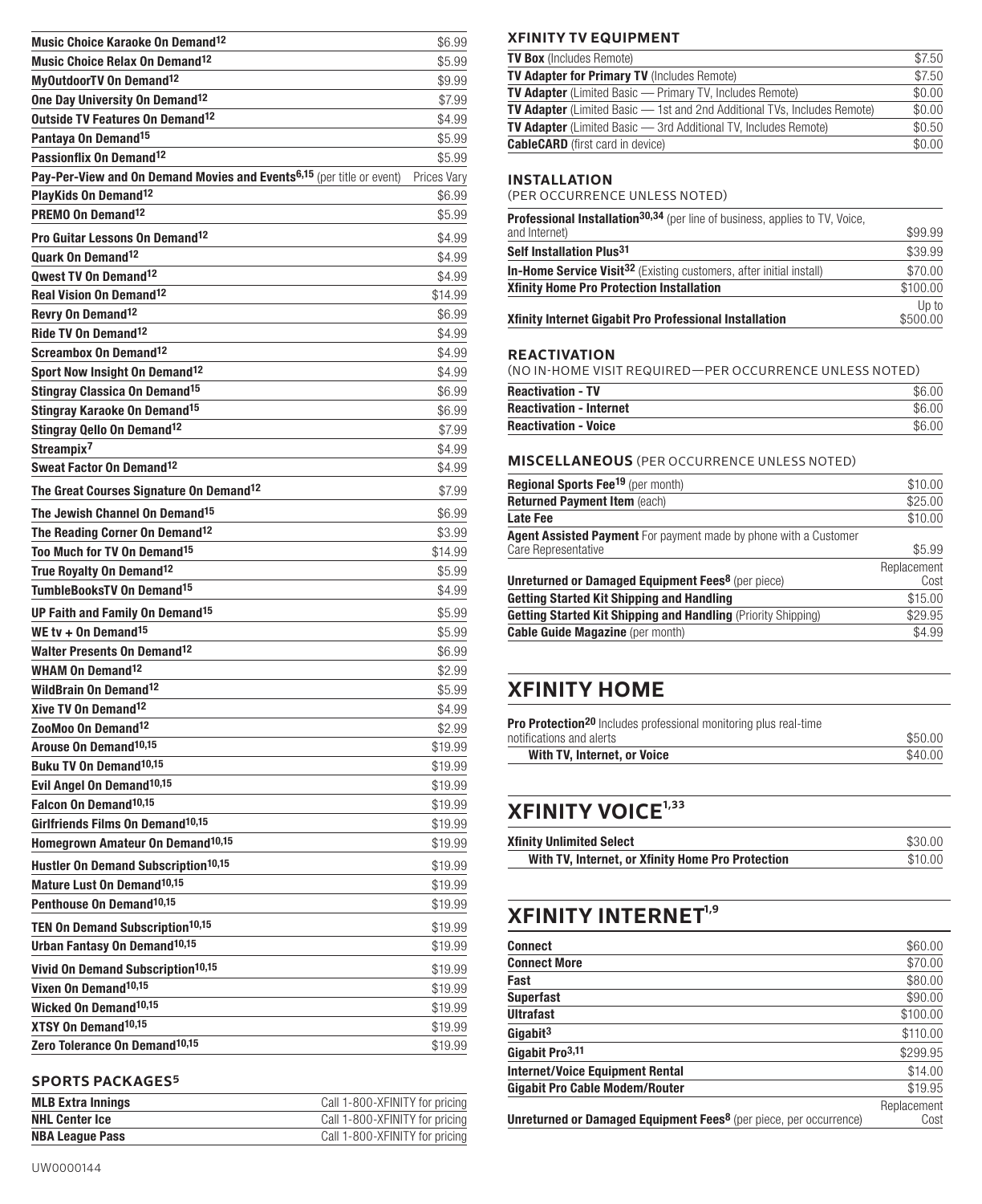| | |
|---|---|
| **Music Choice Karaoke On Demand**[12] | $6.99 |
| **Music Choice Relax On Demand**[12] | $5.99 |
| **MyOutdoorTV On Demand**[12] | $9.99 |
| **One Day University On Demand**[12] | $7.99 |
| **Outside TV Features On Demand**[12] | $4.99 |
| **Pantaya On Demand**[15] | $5.99 |
| **Passionflix On Demand**[12] | $5.99 |
| **Pay-Per-View and On Demand Movies and Events**[6,15] (per title or event) | Prices Vary |
| **PlayKids On Demand**[12] | $6.99 |
| **PREMO On Demand**[12] | $5.99 |
| **Pro Guitar Lessons On Demand**[12] | $4.99 |
| **Quark On Demand**[12] | $4.99 |
| **Qwest TV On Demand**[12] | $4.99 |
| **Real Vision On Demand**[12] | $14.99 |
| **Revry On Demand**[12] | $6.99 |
| **Ride TV On Demand**[12] | $4.99 |
| **Screambox On Demand**[12] | $4.99 |
| **Sport Now Insight On Demand**[12] | $4.99 |
| **Stingray Classica On Demand**[15] | $6.99 |
| **Stingray Karaoke On Demand**[15] | $6.99 |
| **Stingray Qello On Demand**[12] | $7.99 |
| **Streampix**[7] | $4.99 |
| **Sweat Factor On Demand**[12] | $4.99 |
| **The Great Courses Signature On Demand**[12] | $7.99 |
| **The Jewish Channel On Demand**[15] | $6.99 |
| **The Reading Corner On Demand**[12] | $3.99 |
| **Too Much for TV On Demand**[15] | $14.99 |
| **True Royalty On Demand**[12] | $5.99 |
| **TumbleBooksTV On Demand**[15] | $4.99 |
| **UP Faith and Family On Demand**[15] | $5.99 |
| **WE tv + On Demand**[15] | $5.99 |
| **Walter Presents On Demand**[12] | $6.99 |
| **WHAM On Demand**[12] | $2.99 |
| **WildBrain On Demand**[12] | $5.99 |
| **Xive TV On Demand**[12] | $4.99 |
| **ZooMoo On Demand**[12] | $2.99 |
| **Arouse On Demand**[10,15] | $19.99 |
| **Buku TV On Demand**[10,15] | $19.99 |
| **Evil Angel On Demand**[10,15] | $19.99 |
| **Falcon On Demand**[10,15] | $19.99 |
| **Girlfriends Films On Demand**[10,15] | $19.99 |
| **Homegrown Amateur On Demand**[10,15] | $19.99 |
| **Hustler On Demand Subscription**[10,15] | $19.99 |
| **Mature Lust On Demand**[10,15] | $19.99 |
| **Penthouse On Demand**[10,15] | $19.99 |
| **TEN On Demand Subscription**[10,15] | $19.99 |
| **Urban Fantasy On Demand**[10,15] | $19.99 |
| **Vivid On Demand Subscription**[10,15] | $19.99 |
| **Vixen On Demand**[10,15] | $19.99 |
| **Wicked On Demand**[10,15] | $19.99 |
| **XTSY On Demand**[10,15] | $19.99 |
| **Zero Tolerance On Demand**[10,15] | $19.99 |

### SPORTS PACKAGES[5]

| | |
|---|---|
| **MLB Extra Innings** | Call 1-800-XFINITY for pricing |
| **NHL Center Ice** | Call 1-800-XFINITY for pricing |
| **NBA League Pass** | Call 1-800-XFINITY for pricing |

UW0000144

### XFINITY TV EQUIPMENT

| | |
|---|---|
| **TV Box** (Includes Remote) | $7.50 |
| **TV Adapter for Primary TV** (Includes Remote) | $7.50 |
| **TV Adapter** (Limited Basic — Primary TV, Includes Remote) | $0.00 |
| **TV Adapter** (Limited Basic — 1st and 2nd Additional TVs, Includes Remote) | $0.00 |
| **TV Adapter** (Limited Basic — 3rd Additional TV, Includes Remote) | $0.50 |
| **CableCARD** (first card in device) | $0.00 |

### INSTALLATION

(PER OCCURRENCE UNLESS NOTED)

| | |
|---|---|
| **Professional Installation**[30,34] (per line of business, applies to TV, Voice, and Internet) | $99.99 |
| **Self Installation Plus**[31] | $39.99 |
| **In-Home Service Visit**[32] (Existing customers, after initial install) | $70.00 |
| **Xfinity Home Pro Protection Installation** | $100.00 |
| **Xfinity Internet Gigabit Pro Professional Installation** | Up to $500.00 |

### REACTIVATION

(NO IN-HOME VISIT REQUIRED—PER OCCURRENCE UNLESS NOTED)

| | |
|---|---|
| **Reactivation - TV** | $6.00 |
| **Reactivation - Internet** | $6.00 |
| **Reactivation - Voice** | $6.00 |

### MISCELLANEOUS (PER OCCURRENCE UNLESS NOTED)

| | |
|---|---|
| **Regional Sports Fee**[19] (per month) | $10.00 |
| **Returned Payment Item** (each) | $25.00 |
| **Late Fee** | $10.00 |
| **Agent Assisted Payment** For payment made by phone with a Customer Care Representative | $5.99 |
| **Unreturned or Damaged Equipment Fees**[8] (per piece) | Replacement Cost |
| **Getting Started Kit Shipping and Handling** | $15.00 |
| **Getting Started Kit Shipping and Handling** (Priority Shipping) | $29.95 |
| **Cable Guide Magazine** (per month) | $4.99 |

## XFINITY HOME

| | |
|---|---|
| **Pro Protection**[20] Includes professional monitoring plus real-time notifications and alerts | $50.00 |
| **With TV, Internet, or Voice** | $40.00 |

## XFINITY VOICE[1,33]

| | |
|---|---|
| **Xfinity Unlimited Select** | $30.00 |
| **With TV, Internet, or Xfinity Home Pro Protection** | $10.00 |

## XFINITY INTERNET[1,9]

| | |
|---|---|
| **Connect** | $60.00 |
| **Connect More** | $70.00 |
| **Fast** | $80.00 |
| **Superfast** | $90.00 |
| **Ultrafast** | $100.00 |
| **Gigabit**[3] | $110.00 |
| **Gigabit Pro**[3,11] | $299.95 |
| **Internet/Voice Equipment Rental** | $14.00 |
| **Gigabit Pro Cable Modem/Router** | $19.95 |
| **Unreturned or Damaged Equipment Fees**[8] (per piece, per occurrence) | Replacement Cost |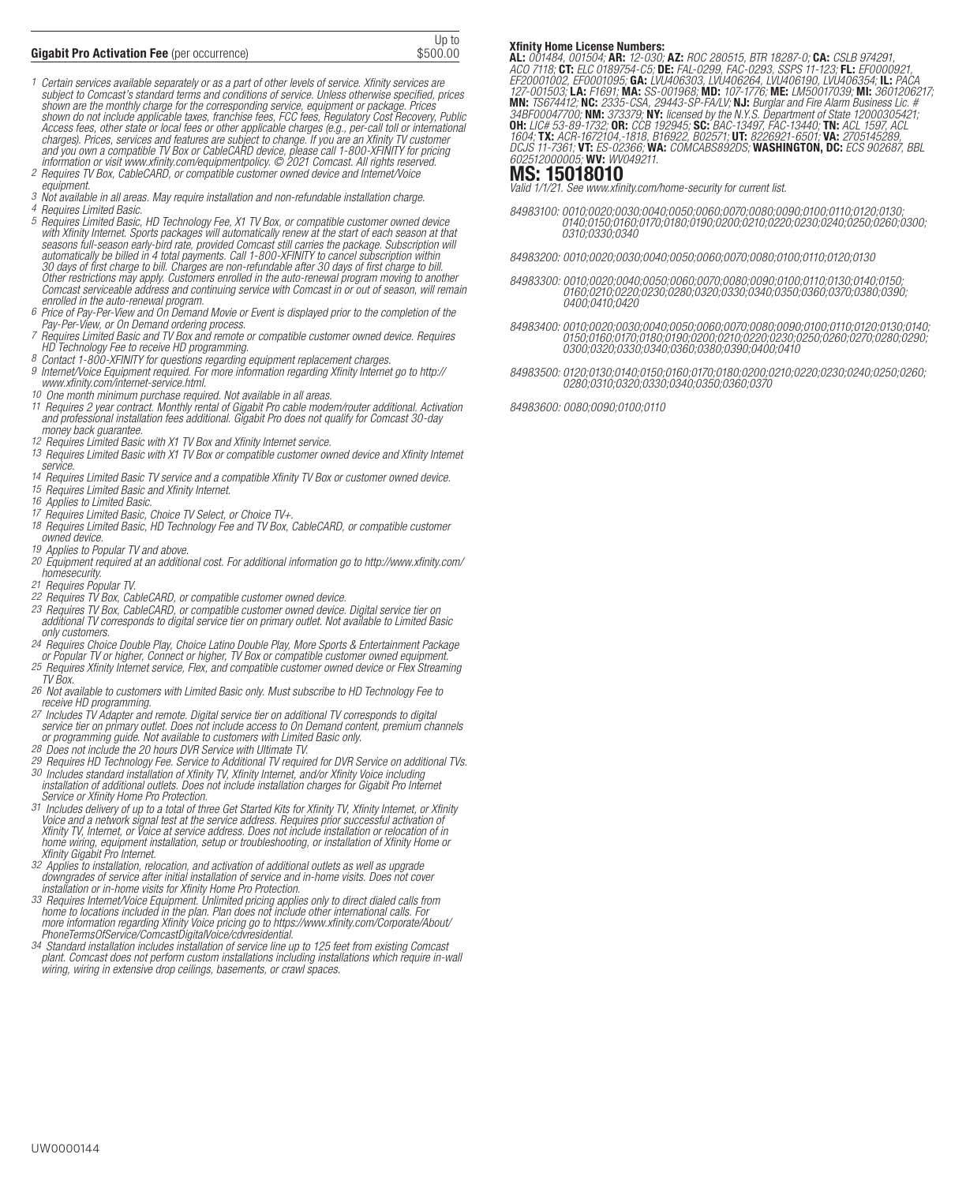| | |
|---|---|
| **Gigabit Pro Activation Fee** (per occurrence) | Up to $500.00 |

*1 Certain services available separately or as a part of other levels of service. Xfinity services are subject to Comcast's standard terms and conditions of service. Unless otherwise specified, prices shown are the monthly charge for the corresponding service, equipment or package. Prices shown do not include applicable taxes, franchise fees, FCC fees, Regulatory Cost Recovery, Public Access fees, other state or local fees or other applicable charges (e.g., per-call toll or international charges). Prices, services and features are subject to change. If you are an Xfinity TV customer and you own a compatible TV Box or CableCARD device, please call 1-800-XFINITY for pricing information or visit www.xfinity.com/equipmentpolicy. © 2021 Comcast. All rights reserved.*

*2 Requires TV Box, CableCARD, or compatible customer owned device and Internet/Voice equipment.*

*3 Not available in all areas. May require installation and non-refundable installation charge.*

*4 Requires Limited Basic.*

*5 Requires Limited Basic, HD Technology Fee, X1 TV Box, or compatible customer owned device with Xfinity Internet. Sports packages will automatically renew at the start of each season at that seasons full-season early-bird rate, provided Comcast still carries the package. Subscription will automatically be billed in 4 total payments. Call 1-800-XFINITY to cancel subscription within 30 days of first charge to bill. Charges are non-refundable after 30 days of first charge to bill. Other restrictions may apply. Customers enrolled in the auto-renewal program moving to another Comcast serviceable address and continuing service with Comcast in or out of season, will remain enrolled in the auto-renewal program.*

*6 Price of Pay-Per-View and On Demand Movie or Event is displayed prior to the completion of the Pay-Per-View, or On Demand ordering process.*

*7 Requires Limited Basic and TV Box and remote or compatible customer owned device. Requires HD Technology Fee to receive HD programming.*

*8 Contact 1-800-XFINITY for questions regarding equipment replacement charges.*

*9 Internet/Voice Equipment required. For more information regarding Xfinity Internet go to http://www.xfinity.com/internet-service.html.*

*10 One month minimum purchase required. Not available in all areas.*

*11 Requires 2 year contract. Monthly rental of Gigabit Pro cable modem/router additional. Activation and professional installation fees additional. Gigabit Pro does not qualify for Comcast 30-day money back guarantee.*

*12 Requires Limited Basic with X1 TV Box and Xfinity Internet service.*

*13 Requires Limited Basic with X1 TV Box or compatible customer owned device and Xfinity Internet service.*

*14 Requires Limited Basic TV service and a compatible Xfinity TV Box or customer owned device.*

*15 Requires Limited Basic and Xfinity Internet.*

*16 Applies to Limited Basic.*

*17 Requires Limited Basic, Choice TV Select, or Choice TV+.*

*18 Requires Limited Basic, HD Technology Fee and TV Box, CableCARD, or compatible customer owned device.*

*19 Applies to Popular TV and above.*

*20 Equipment required at an additional cost. For additional information go to http://www.xfinity.com/homesecurity.*

*21 Requires Popular TV.*

*22 Requires TV Box, CableCARD, or compatible customer owned device.*

*23 Requires TV Box, CableCARD, or compatible customer owned device. Digital service tier on additional TV corresponds to digital service tier on primary outlet. Not available to Limited Basic only customers.*

*24 Requires Choice Double Play, Choice Latino Double Play, More Sports & Entertainment Package or Popular TV or higher, Connect or higher, TV Box or compatible customer owned equipment.*

*25 Requires Xfinity Internet service, Flex, and compatible customer owned device or Flex Streaming TV Box.*

*26 Not available to customers with Limited Basic only. Must subscribe to HD Technology Fee to receive HD programming.*

*27 Includes TV Adapter and remote. Digital service tier on additional TV corresponds to digital service tier on primary outlet. Does not include access to On Demand content, premium channels or programming guide. Not available to customers with Limited Basic only.*

*28 Does not include the 20 hours DVR Service with Ultimate TV.*

*29 Requires HD Technology Fee. Service to Additional TV required for DVR Service on additional TVs.*

*30 Includes standard installation of Xfinity TV, Xfinity Internet, and/or Xfinity Voice including installation of additional outlets. Does not include installation charges for Gigabit Pro Internet Service or Xfinity Home Pro Protection.*

*31 Includes delivery of up to a total of three Get Started Kits for Xfinity TV, Xfinity Internet, or Xfinity Voice and a network signal test at the service address. Requires prior successful activation of Xfinity TV, Internet, or Voice at service address. Does not include installation or relocation of in home wiring, equipment installation, setup or troubleshooting, or installation of Xfinity Home or Xfinity Gigabit Pro Internet.*

*32 Applies to installation, relocation, and activation of additional outlets as well as upgrade downgrades of service after initial installation of service and in-home visits. Does not cover installation or in-home visits for Xfinity Home Pro Protection.*

*33 Requires Internet/Voice Equipment. Unlimited pricing applies only to direct dialed calls from home to locations included in the plan. Plan does not include other international calls. For more information regarding Xfinity Voice pricing go to https://www.xfinity.com/Corporate/About/PhoneTermsOfService/ComcastDigitalVoice/cdvresidential.*

*34 Standard installation includes installation of service line up to 125 feet from existing Comcast plant. Comcast does not perform custom installations including installations which require in-wall wiring, wiring in extensive drop ceilings, basements, or crawl spaces.*

**Xfinity Home License Numbers:**
**AL:** *001484, 001504;* **AR:** *12-030;* **AZ:** *ROC 280515, BTR 18287-0;* **CA:** *CSLB 974291, ACO 7118;* **CT:** *ELC 0189754-C5;* **DE:** *FAL-0299, FAC-0293, SSPS 11-123;* **FL:** *EF0000921, EF20001002, EF0001095;* **GA:** *LVU406303, LVU406264, LVU406190, LVU406354;* **IL:** *PACA 127-001503;* **LA:** *F1691;* **MA:** *SS-001968;* **MD:** *107-1776;* **ME:** *LM50017039;* **MI:** *3601206217;* **MN:** *TS674412;* **NC:** *2335-CSA, 29443-SP-FA/LV;* **NJ:** *Burglar and Fire Alarm Business Lic. # 34BF00047700;* **NM:** *373379;* **NY:** *licensed by the N.Y.S. Department of State 12000305421;* **OH:** *LIC# 53-89-1732;* **OR:** *CCB 192945;* **SC:** *BAC-13497, FAC-13440;* **TN:** *ACL 1597, ACL 1604;* **TX:** *ACR-1672104,-1818, B16922, B02571;* **UT:** *8226921-6501;* **VA:** *2705145289, DCJS 11-7361;* **VT:** *ES-02366;* **WA:** *COMCABS892DS;* **WASHINGTON, DC:** *ECS 902687, BBL 602512000005;* **WV:** *WV049211.*

## MS: 15018010

*Valid 1/1/21. See www.xfinity.com/home-security for current list.*

*84983100: 0010;0020;0030;0040;0050;0060;0070;0080;0090;0100;0110;0120;0130;0140;0150;0160;0170;0180;0190;0200;0210;0220;0230;0240;0250;0260;0300;0310;0330;0340*

*84983200: 0010;0020;0030;0040;0050;0060;0070;0080;0100;0110;0120;0130*

*84983300: 0010;0020;0040;0050;0060;0070;0080;0090;0100;0110;0130;0140;0150;0160;0210;0220;0230;0280;0320;0330;0340;0350;0360;0370;0380;0390;0400;0410;0420*

*84983400: 0010;0020;0030;0040;0050;0060;0070;0080;0090;0100;0110;0120;0130;0140;0150;0160;0170;0180;0190;0200;0210;0220;0230;0250;0260;0270;0280;0290;0300;0320;0330;0340;0360;0380;0390;0400;0410*

*84983500: 0120;0130;0140;0150;0160;0170;0180;0200;0210;0220;0230;0240;0250;0260;0280;0310;0320;0330;0340;0350;0360;0370*

*84983600: 0080;0090;0100;0110*

UW0000144